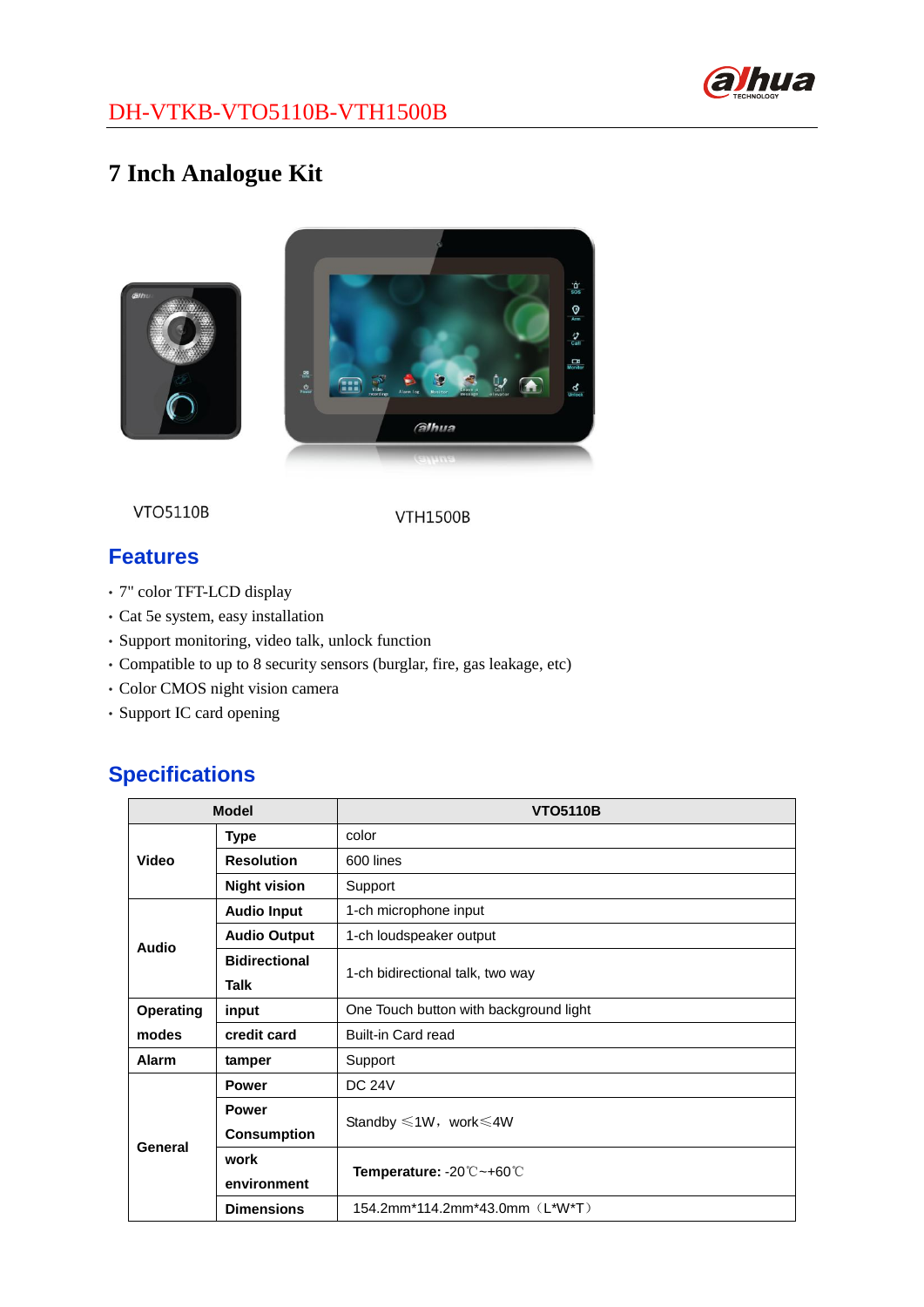## DH-VTKB-VTO5110B-VTH1500B

# 7 Inch Analogue Kit

VTO5110B

VTH1500B

## Features

- 7" color TFT-LCD display
- Cat 5e system, easy installation
- Support monitoring, video talk, unlock function
- Compatible to up to 8 security sensors (burglar, fire, gas leakage, etc)
- Color CMOS night vision camera
- Support IC card opening

## Specifications

| Model | | VTO5110B |
|---|---|---|
| Video | Type | color |
| | Resolution | 600 lines |
| | Night vision | Support |
| Audio | Audio Input | 1-ch microphone input |
| | Audio Output | 1-ch loudspeaker output |
| | Bidirectional Talk | 1-ch bidirectional talk, two way |
| Operating modes | input | One Touch button with background light |
| | credit card | Built-in Card read |
| Alarm | tamper | Support |
| General | Power | DC 24V |
| | Power Consumption | Standby ≤1W，work≤4W |
| | work environment | **Temperature:** -20℃~+60℃ |
| | Dimensions | 154.2mm*114.2mm*43.0mm（L*W*T） |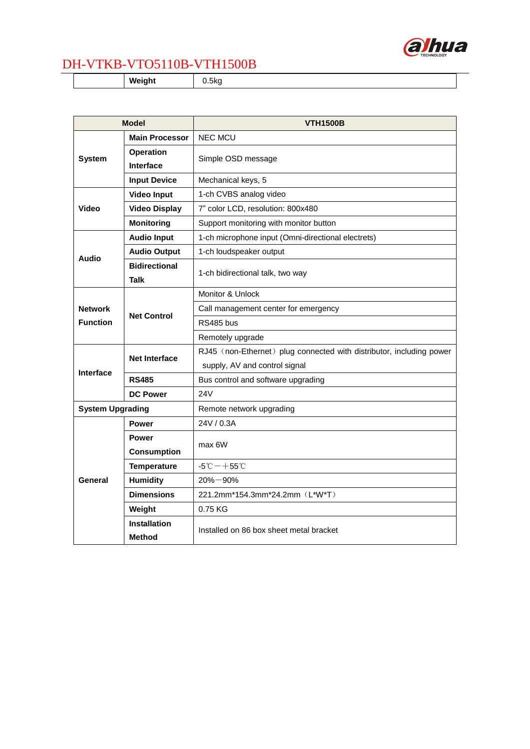| | Weight | 0.5kg |
|---|---|---|

| Model | | VTH1500B |
|---|---|---|
| System | Main Processor | NEC MCU |
| | Operation Interface | Simple OSD message |
| | Input Device | Mechanical keys, 5 |
| Video | Video Input | 1-ch CVBS analog video |
| | Video Display | 7" color LCD, resolution: 800x480 |
| | Monitoring | Support monitoring with monitor button |
| Audio | Audio Input | 1-ch microphone input (Omni-directional electrets) |
| | Audio Output | 1-ch loudspeaker output |
| | Bidirectional Talk | 1-ch bidirectional talk, two way |
| Network Function | Net Control | Monitor & Unlock |
| | | Call management center for emergency |
| | | RS485 bus |
| | | Remotely upgrade |
| Interface | Net Interface | RJ45（non-Ethernet）plug connected with distributor, including power supply, AV and control signal |
| | RS485 | Bus control and software upgrading |
| | DC Power | 24V |
| System Upgrading | | Remote network upgrading |
| General | Power | 24V / 0.3A |
| | Power Consumption | max 6W |
| | Temperature | -5℃－＋55℃ |
| | Humidity | 20%－90% |
| | Dimensions | 221.2mm*154.3mm*24.2mm（L*W*T） |
| | Weight | 0.75 KG |
| | Installation Method | Installed on 86 box sheet metal bracket |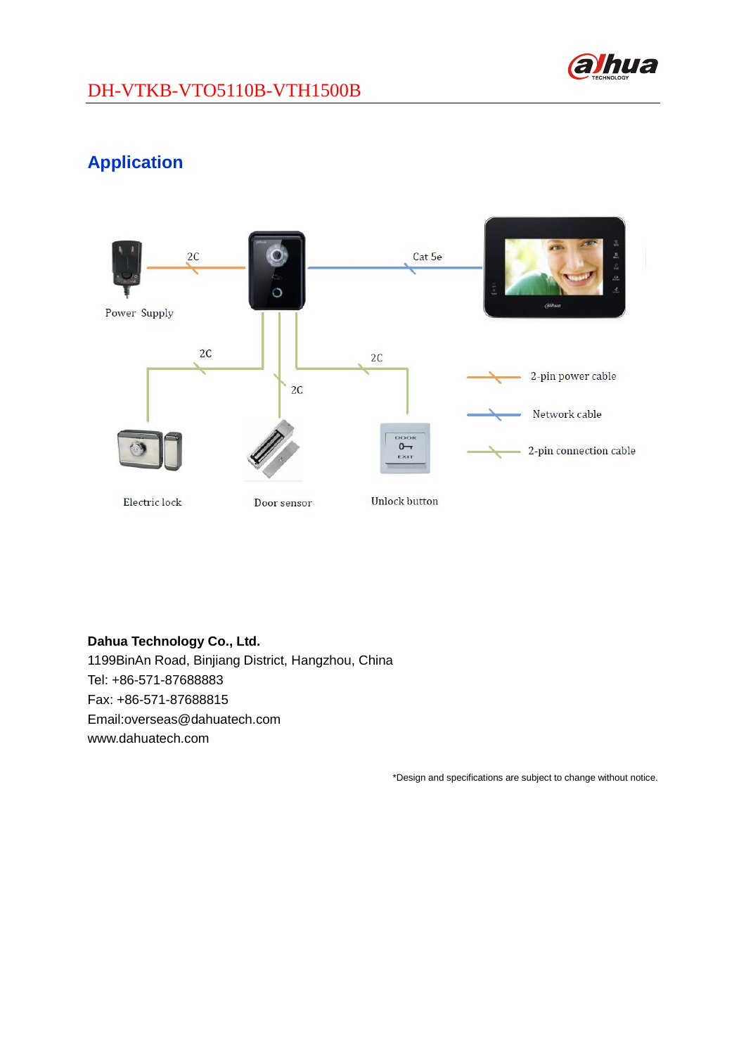## Application

Power Supply

2C

Cat 5e

2C

2C

2C

2-pin power cable

Network cable

2-pin connection cable

Electric lock

Door sensor

Unlock button

**Dahua Technology Co., Ltd.**
1199BinAn Road, Binjiang District, Hangzhou, China
Tel: +86-571-87688883
Fax: +86-571-87688815
Email:overseas@dahuatech.com
www.dahuatech.com

*Design and specifications are subject to change without notice.